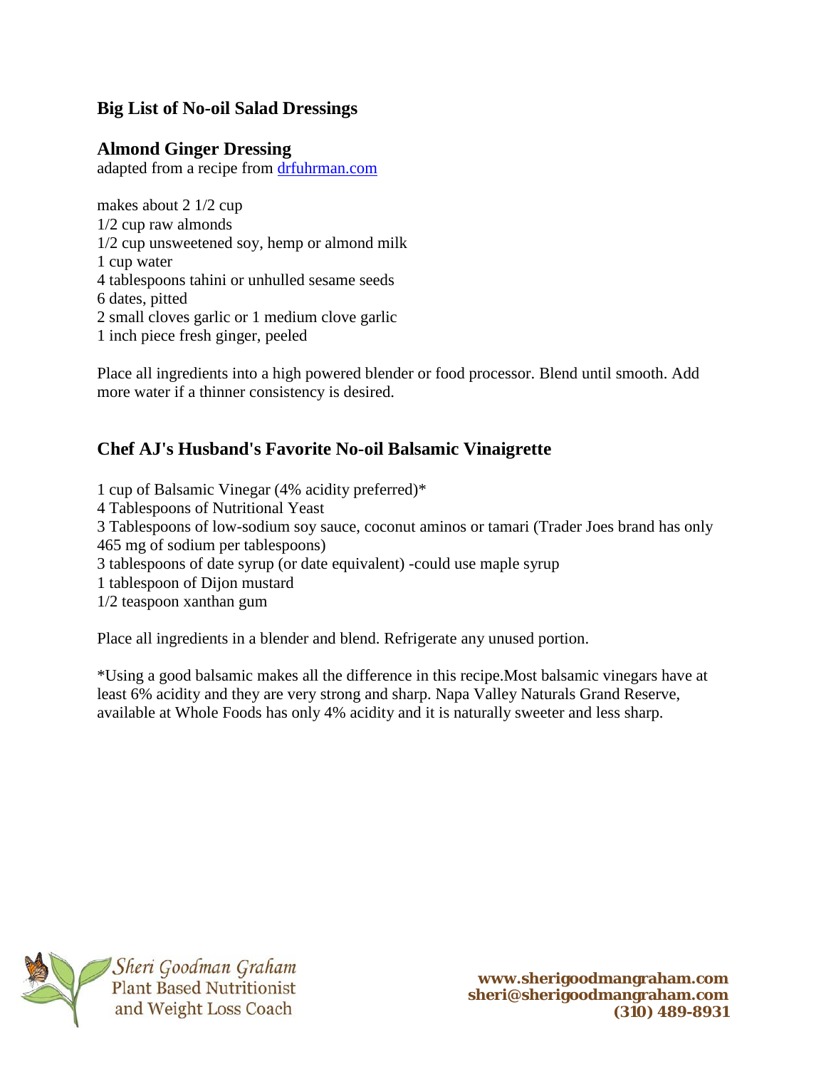# Big List of No-oil Salad Dressings

## Almond Ginger Dressing

adapted from a recipe from [drfuhrman.com](drfuhrman.com)

makes about 2 1/2 cup
1/2 cup raw almonds
1/2 cup unsweetened soy, hemp or almond milk
1 cup water
4 tablespoons tahini or unhulled sesame seeds
6 dates, pitted
2 small cloves garlic or 1 medium clove garlic
1 inch piece fresh ginger, peeled

Place all ingredients into a high powered blender or food processor. Blend until smooth. Add more water if a thinner consistency is desired.

## Chef AJ's Husband's Favorite No-oil Balsamic Vinaigrette

1 cup of Balsamic Vinegar (4% acidity preferred)*
4 Tablespoons of Nutritional Yeast
3 Tablespoons of low-sodium soy sauce, coconut aminos or tamari (Trader Joes brand has only 465 mg of sodium per tablespoons)
3 tablespoons of date syrup (or date equivalent) -could use maple syrup
1 tablespoon of Dijon mustard
1/2 teaspoon xanthan gum

Place all ingredients in a blender and blend. Refrigerate any unused portion.

*Using a good balsamic makes all the difference in this recipe.Most balsamic vinegars have at least 6% acidity and they are very strong and sharp. Napa Valley Naturals Grand Reserve, available at Whole Foods has only 4% acidity and it is naturally sweeter and less sharp.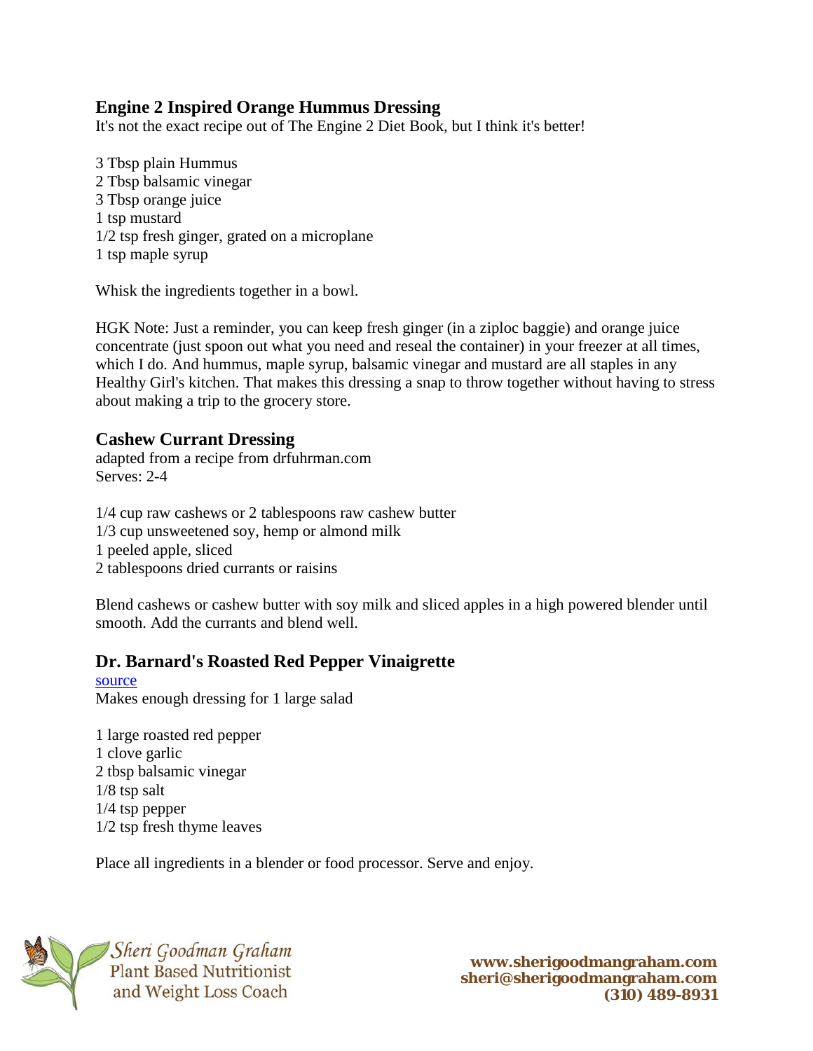## Engine 2 Inspired Orange Hummus Dressing

It's not the exact recipe out of The Engine 2 Diet Book, but I think it's better!

3 Tbsp plain Hummus
2 Tbsp balsamic vinegar
3 Tbsp orange juice
1 tsp mustard
1/2 tsp fresh ginger, grated on a microplane
1 tsp maple syrup

Whisk the ingredients together in a bowl.

HGK Note: Just a reminder, you can keep fresh ginger (in a ziploc baggie) and orange juice concentrate (just spoon out what you need and reseal the container) in your freezer at all times, which I do. And hummus, maple syrup, balsamic vinegar and mustard are all staples in any Healthy Girl's kitchen. That makes this dressing a snap to throw together without having to stress about making a trip to the grocery store.

## Cashew Currant Dressing

adapted from a recipe from drfuhrman.com
Serves: 2-4

1/4 cup raw cashews or 2 tablespoons raw cashew butter
1/3 cup unsweetened soy, hemp or almond milk
1 peeled apple, sliced
2 tablespoons dried currants or raisins

Blend cashews or cashew butter with soy milk and sliced apples in a high powered blender until smooth. Add the currants and blend well.

## Dr. Barnard's Roasted Red Pepper Vinaigrette

source
Makes enough dressing for 1 large salad

1 large roasted red pepper
1 clove garlic
2 tbsp balsamic vinegar
1/8 tsp salt
1/4 tsp pepper
1/2 tsp fresh thyme leaves

Place all ingredients in a blender or food processor. Serve and enjoy.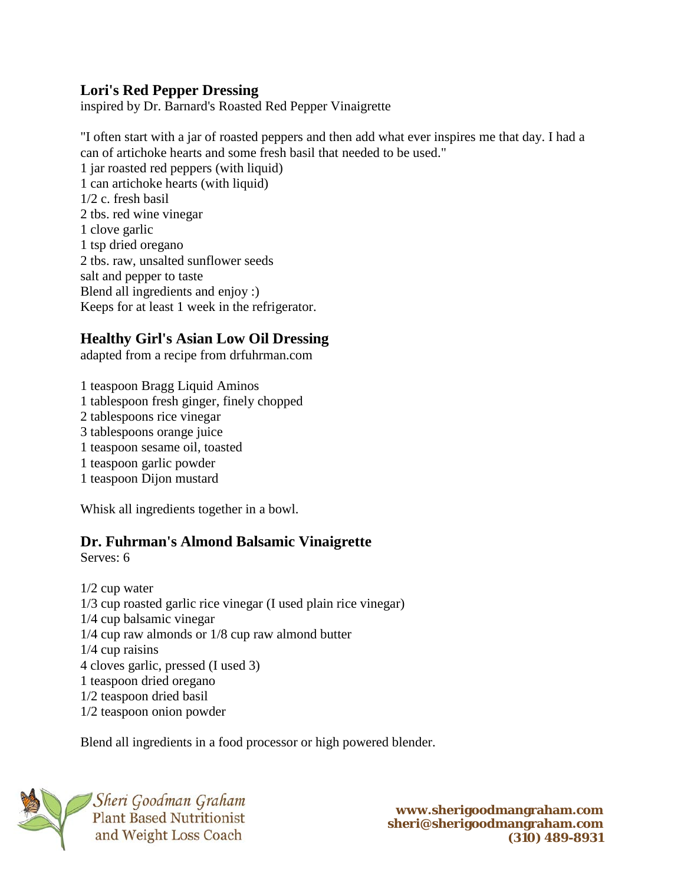## Lori's Red Pepper Dressing

inspired by Dr. Barnard's Roasted Red Pepper Vinaigrette

"I often start with a jar of roasted peppers and then add what ever inspires me that day. I had a can of artichoke hearts and some fresh basil that needed to be used."

1 jar roasted red peppers (with liquid)
1 can artichoke hearts (with liquid)
1/2 c. fresh basil
2 tbs. red wine vinegar
1 clove garlic
1 tsp dried oregano
2 tbs. raw, unsalted sunflower seeds
salt and pepper to taste
Blend all ingredients and enjoy :)
Keeps for at least 1 week in the refrigerator.

## Healthy Girl's Asian Low Oil Dressing

adapted from a recipe from drfuhrman.com

1 teaspoon Bragg Liquid Aminos
1 tablespoon fresh ginger, finely chopped
2 tablespoons rice vinegar
3 tablespoons orange juice
1 teaspoon sesame oil, toasted
1 teaspoon garlic powder
1 teaspoon Dijon mustard

Whisk all ingredients together in a bowl.

## Dr. Fuhrman's Almond Balsamic Vinaigrette

Serves: 6

1/2 cup water
1/3 cup roasted garlic rice vinegar (I used plain rice vinegar)
1/4 cup balsamic vinegar
1/4 cup raw almonds or 1/8 cup raw almond butter
1/4 cup raisins
4 cloves garlic, pressed (I used 3)
1 teaspoon dried oregano
1/2 teaspoon dried basil
1/2 teaspoon onion powder

Blend all ingredients in a food processor or high powered blender.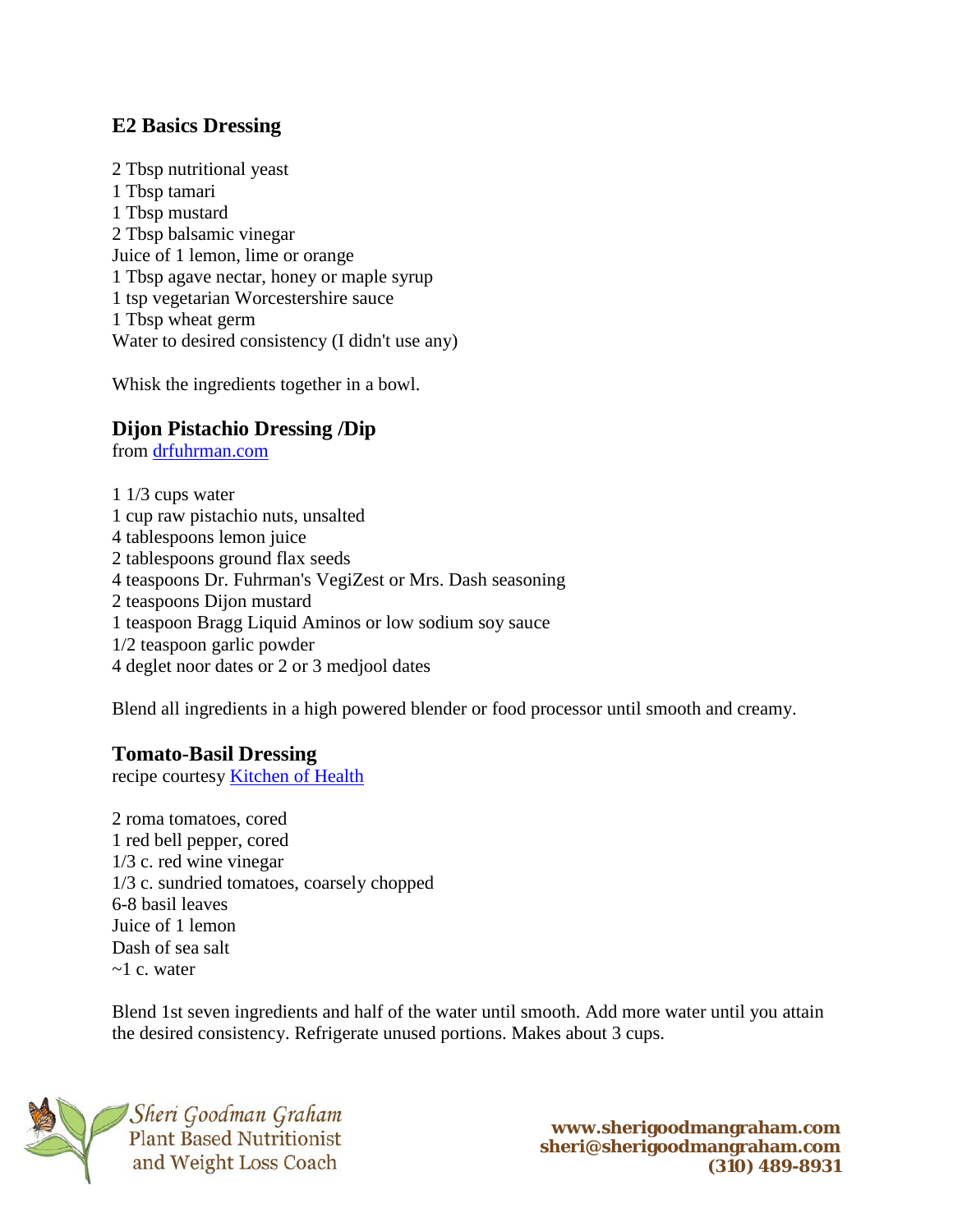## E2 Basics Dressing

2 Tbsp nutritional yeast
1 Tbsp tamari
1 Tbsp mustard
2 Tbsp balsamic vinegar
Juice of 1 lemon, lime or orange
1 Tbsp agave nectar, honey or maple syrup
1 tsp vegetarian Worcestershire sauce
1 Tbsp wheat germ
Water to desired consistency (I didn't use any)

Whisk the ingredients together in a bowl.

## Dijon Pistachio Dressing /Dip

from [drfuhrman.com](drfuhrman.com)

1 1/3 cups water
1 cup raw pistachio nuts, unsalted
4 tablespoons lemon juice
2 tablespoons ground flax seeds
4 teaspoons Dr. Fuhrman's VegiZest or Mrs. Dash seasoning
2 teaspoons Dijon mustard
1 teaspoon Bragg Liquid Aminos or low sodium soy sauce
1/2 teaspoon garlic powder
4 deglet noor dates or 2 or 3 medjool dates

Blend all ingredients in a high powered blender or food processor until smooth and creamy.

## Tomato-Basil Dressing

recipe courtesy Kitchen of Health

2 roma tomatoes, cored
1 red bell pepper, cored
1/3 c. red wine vinegar
1/3 c. sundried tomatoes, coarsely chopped
6-8 basil leaves
Juice of 1 lemon
Dash of sea salt
~1 c. water

Blend 1st seven ingredients and half of the water until smooth. Add more water until you attain the desired consistency. Refrigerate unused portions. Makes about 3 cups.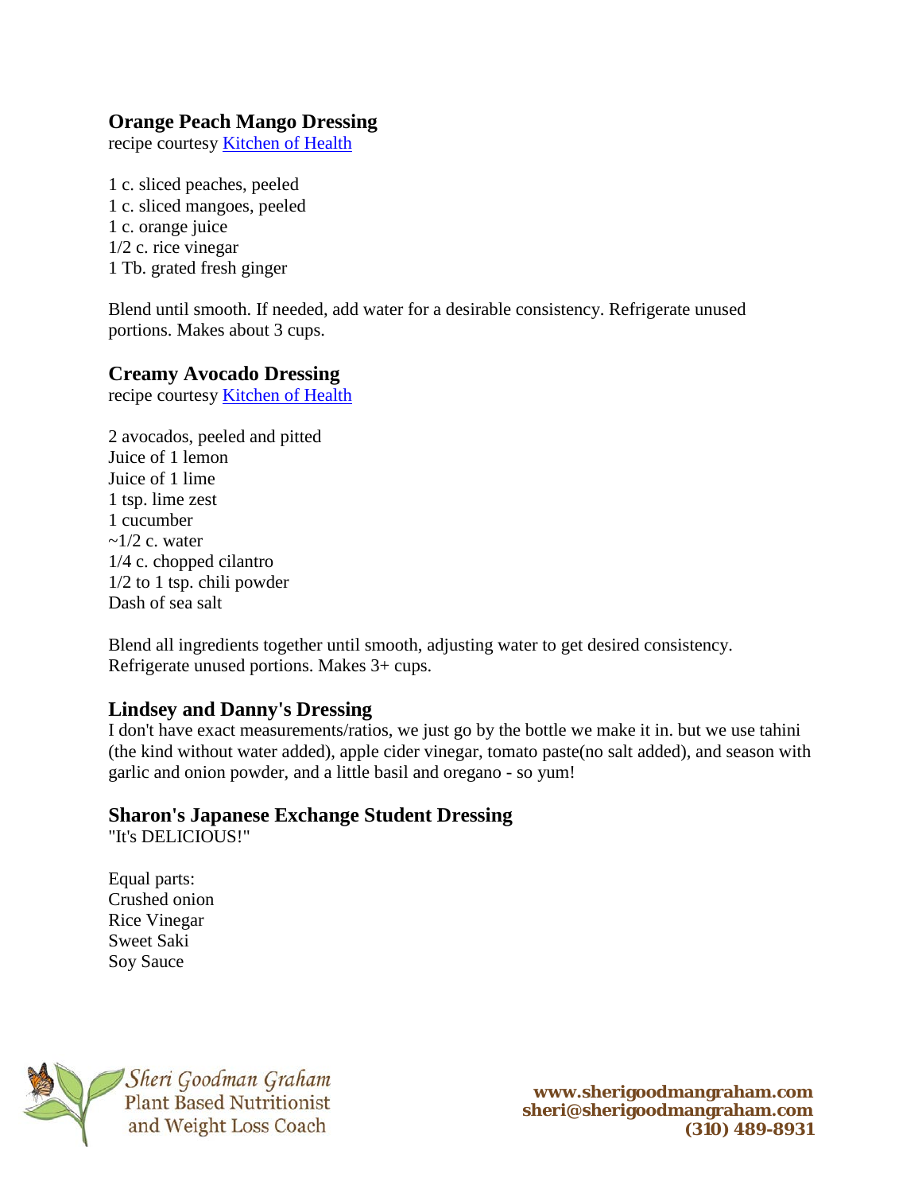## Orange Peach Mango Dressing

recipe courtesy [Kitchen of Health]

1 c. sliced peaches, peeled
1 c. sliced mangoes, peeled
1 c. orange juice
1/2 c. rice vinegar
1 Tb. grated fresh ginger

Blend until smooth. If needed, add water for a desirable consistency. Refrigerate unused portions. Makes about 3 cups.

## Creamy Avocado Dressing

recipe courtesy [Kitchen of Health]

2 avocados, peeled and pitted
Juice of 1 lemon
Juice of 1 lime
1 tsp. lime zest
1 cucumber
~1/2 c. water
1/4 c. chopped cilantro
1/2 to 1 tsp. chili powder
Dash of sea salt

Blend all ingredients together until smooth, adjusting water to get desired consistency. Refrigerate unused portions. Makes 3+ cups.

## Lindsey and Danny's Dressing

I don't have exact measurements/ratios, we just go by the bottle we make it in. but we use tahini (the kind without water added), apple cider vinegar, tomato paste(no salt added), and season with garlic and onion powder, and a little basil and oregano - so yum!

## Sharon's Japanese Exchange Student Dressing

"It's DELICIOUS!"

Equal parts:
Crushed onion
Rice Vinegar
Sweet Saki
Soy Sauce

Sheri Goodman Graham
Plant Based Nutritionist
and Weight Loss Coach

**www.sherigoodmangraham.com**
**sheri@sherigoodmangraham.com**
**(310) 489-8931**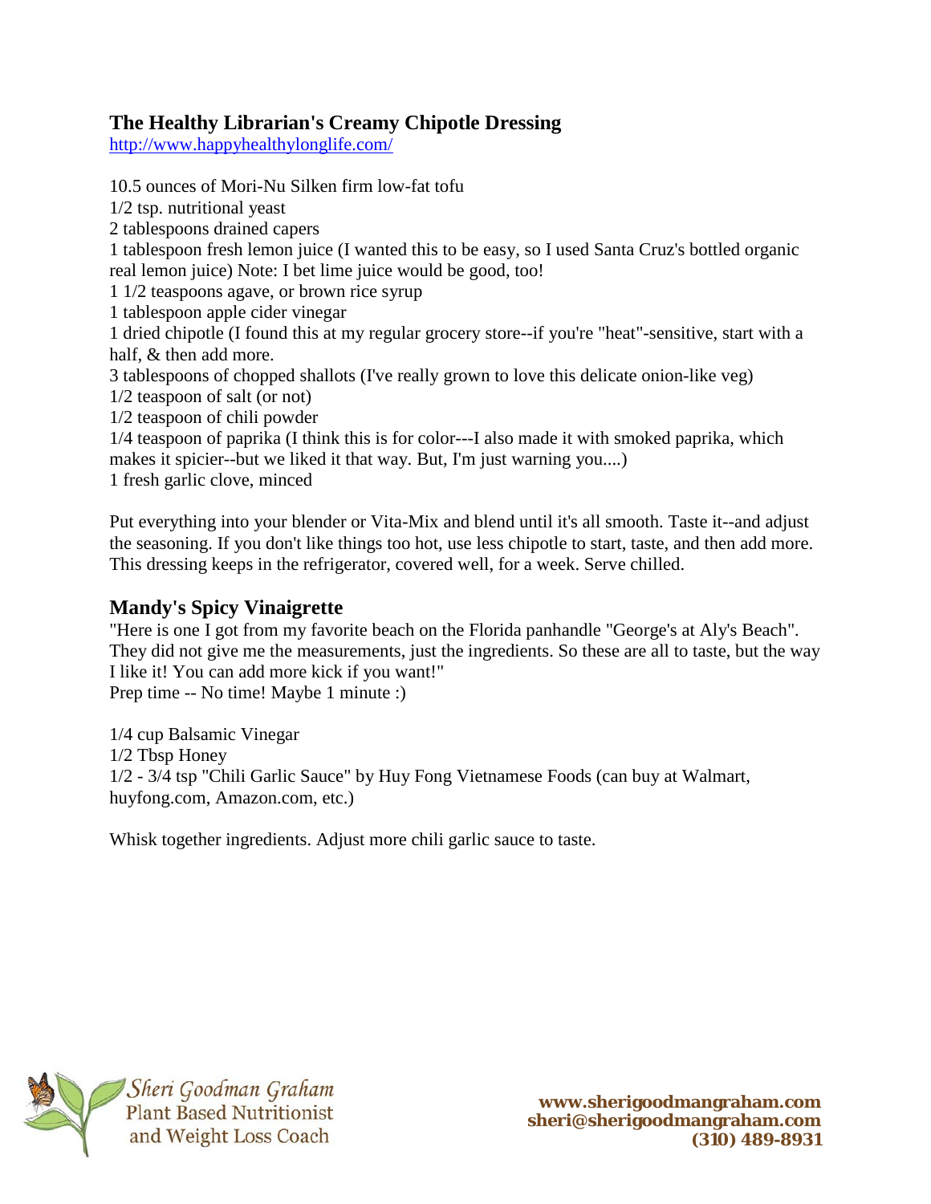## The Healthy Librarian's Creamy Chipotle Dressing

http://www.happyhealthylonglife.com/

10.5 ounces of Mori-Nu Silken firm low-fat tofu
1/2 tsp. nutritional yeast
2 tablespoons drained capers
1 tablespoon fresh lemon juice (I wanted this to be easy, so I used Santa Cruz's bottled organic real lemon juice) Note: I bet lime juice would be good, too!
1 1/2 teaspoons agave, or brown rice syrup
1 tablespoon apple cider vinegar
1 dried chipotle (I found this at my regular grocery store--if you're "heat"-sensitive, start with a half, & then add more.
3 tablespoons of chopped shallots (I've really grown to love this delicate onion-like veg)
1/2 teaspoon of salt (or not)
1/2 teaspoon of chili powder
1/4 teaspoon of paprika (I think this is for color---I also made it with smoked paprika, which makes it spicier--but we liked it that way. But, I'm just warning you....)
1 fresh garlic clove, minced

Put everything into your blender or Vita-Mix and blend until it's all smooth. Taste it--and adjust the seasoning. If you don't like things too hot, use less chipotle to start, taste, and then add more. This dressing keeps in the refrigerator, covered well, for a week. Serve chilled.

## Mandy's Spicy Vinaigrette

"Here is one I got from my favorite beach on the Florida panhandle "George's at Aly's Beach". They did not give me the measurements, just the ingredients. So these are all to taste, but the way I like it! You can add more kick if you want!"
Prep time -- No time! Maybe 1 minute :)

1/4 cup Balsamic Vinegar
1/2 Tbsp Honey
1/2 - 3/4 tsp "Chili Garlic Sauce" by Huy Fong Vietnamese Foods (can buy at Walmart, huyfong.com, Amazon.com, etc.)

Whisk together ingredients. Adjust more chili garlic sauce to taste.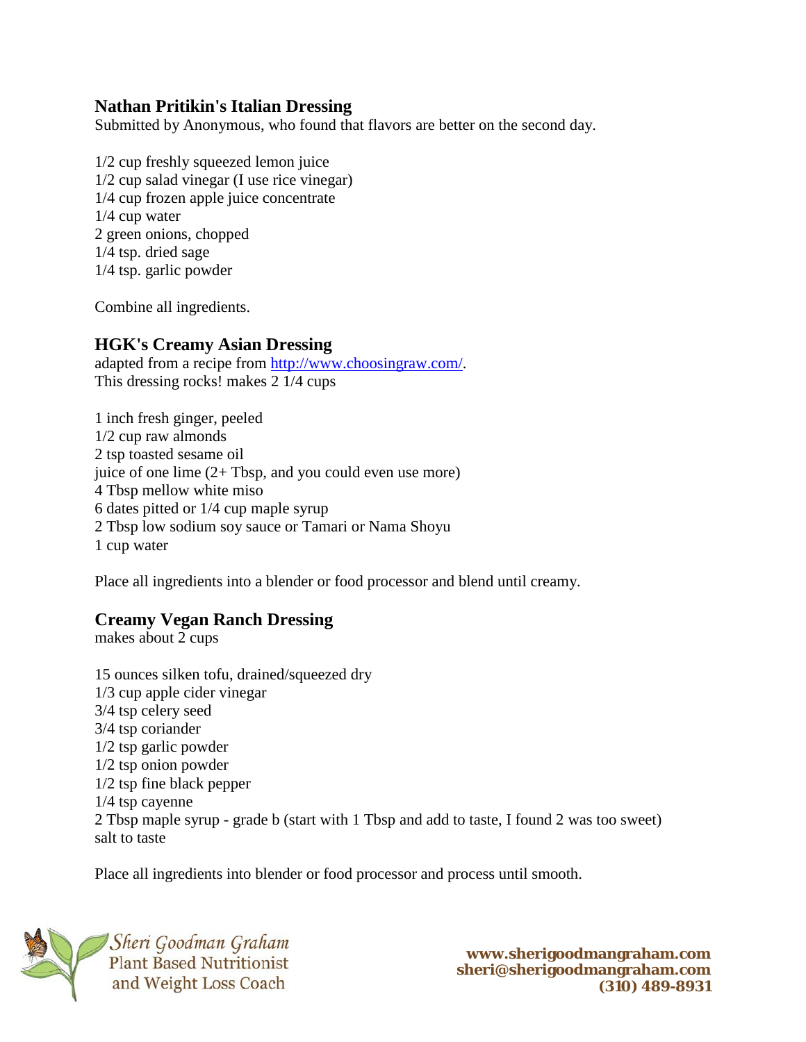## Nathan Pritikin's Italian Dressing

Submitted by Anonymous, who found that flavors are better on the second day.

1/2 cup freshly squeezed lemon juice
1/2 cup salad vinegar (I use rice vinegar)
1/4 cup frozen apple juice concentrate
1/4 cup water
2 green onions, chopped
1/4 tsp. dried sage
1/4 tsp. garlic powder

Combine all ingredients.

## HGK's Creamy Asian Dressing

adapted from a recipe from [http://www.choosingraw.com/](http://www.choosingraw.com/).
This dressing rocks! makes 2 1/4 cups

1 inch fresh ginger, peeled
1/2 cup raw almonds
2 tsp toasted sesame oil
juice of one lime (2+ Tbsp, and you could even use more)
4 Tbsp mellow white miso
6 dates pitted or 1/4 cup maple syrup
2 Tbsp low sodium soy sauce or Tamari or Nama Shoyu
1 cup water

Place all ingredients into a blender or food processor and blend until creamy.

## Creamy Vegan Ranch Dressing

makes about 2 cups

15 ounces silken tofu, drained/squeezed dry
1/3 cup apple cider vinegar
3/4 tsp celery seed
3/4 tsp coriander
1/2 tsp garlic powder
1/2 tsp onion powder
1/2 tsp fine black pepper
1/4 tsp cayenne
2 Tbsp maple syrup - grade b (start with 1 Tbsp and add to taste, I found 2 was too sweet)
salt to taste

Place all ingredients into blender or food processor and process until smooth.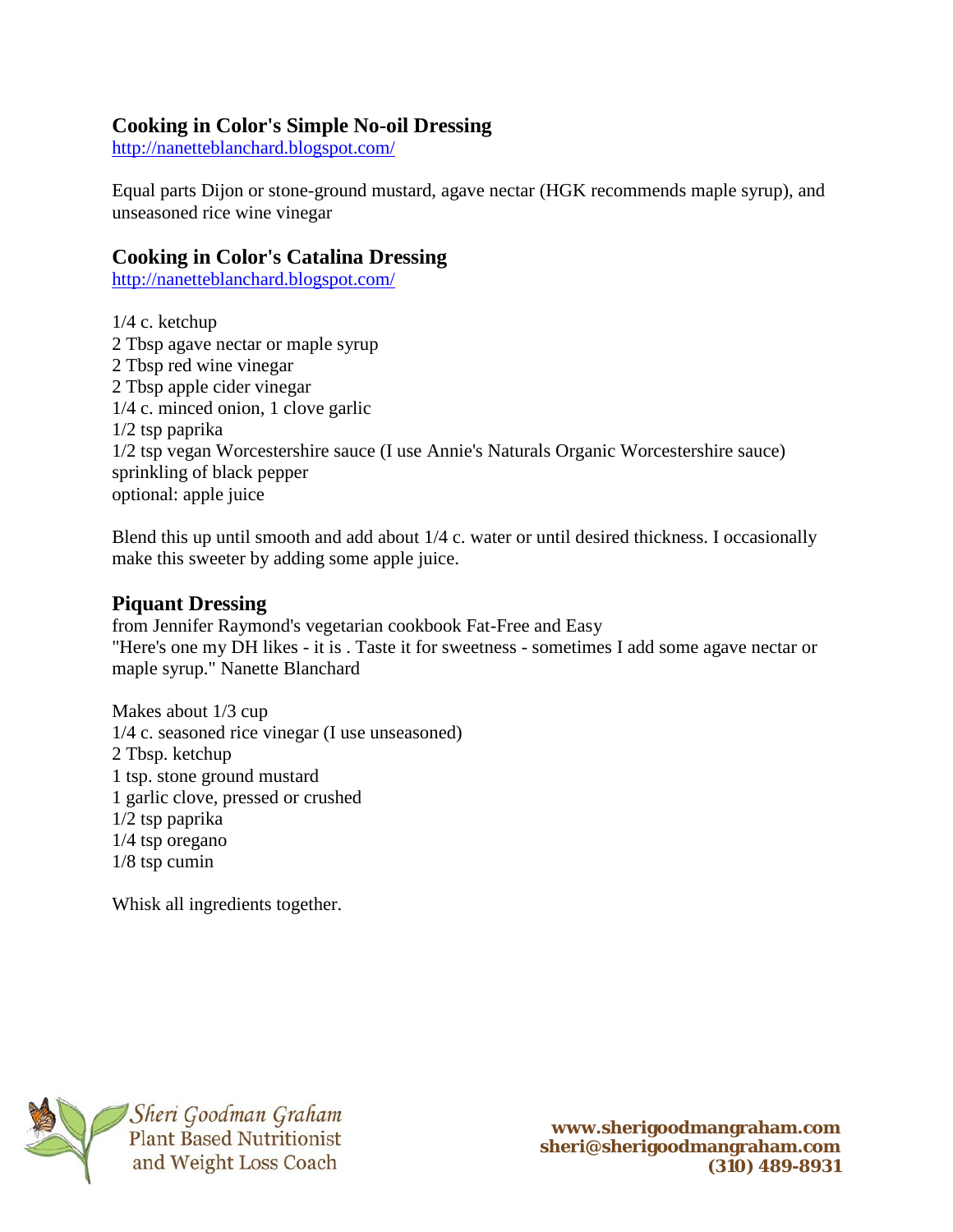## Cooking in Color's Simple No-oil Dressing

http://nanetteblanchard.blogspot.com/

Equal parts Dijon or stone-ground mustard, agave nectar (HGK recommends maple syrup), and unseasoned rice wine vinegar

## Cooking in Color's Catalina Dressing

http://nanetteblanchard.blogspot.com/

1/4 c. ketchup
2 Tbsp agave nectar or maple syrup
2 Tbsp red wine vinegar
2 Tbsp apple cider vinegar
1/4 c. minced onion, 1 clove garlic
1/2 tsp paprika
1/2 tsp vegan Worcestershire sauce (I use Annie's Naturals Organic Worcestershire sauce)
sprinkling of black pepper
optional: apple juice

Blend this up until smooth and add about 1/4 c. water or until desired thickness. I occasionally make this sweeter by adding some apple juice.

## Piquant Dressing

from Jennifer Raymond's vegetarian cookbook Fat-Free and Easy
"Here's one my DH likes - it is . Taste it for sweetness - sometimes I add some agave nectar or maple syrup." Nanette Blanchard

Makes about 1/3 cup
1/4 c. seasoned rice vinegar (I use unseasoned)
2 Tbsp. ketchup
1 tsp. stone ground mustard
1 garlic clove, pressed or crushed
1/2 tsp paprika
1/4 tsp oregano
1/8 tsp cumin

Whisk all ingredients together.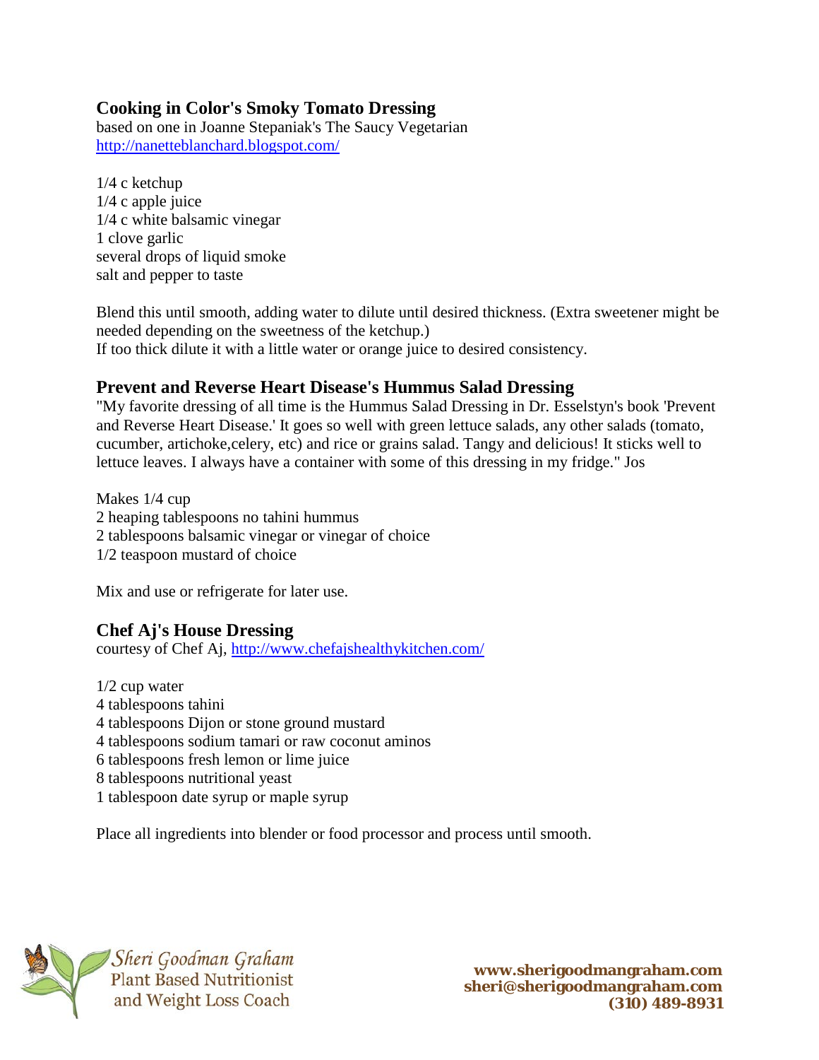### Cooking in Color's Smoky Tomato Dressing

based on one in Joanne Stepaniak's The Saucy Vegetarian
http://nanetteblanchard.blogspot.com/

1/4 c ketchup
1/4 c apple juice
1/4 c white balsamic vinegar
1 clove garlic
several drops of liquid smoke
salt and pepper to taste

Blend this until smooth, adding water to dilute until desired thickness. (Extra sweetener might be needed depending on the sweetness of the ketchup.)
If too thick dilute it with a little water or orange juice to desired consistency.

### Prevent and Reverse Heart Disease's Hummus Salad Dressing

"My favorite dressing of all time is the Hummus Salad Dressing in Dr. Esselstyn's book 'Prevent and Reverse Heart Disease.' It goes so well with green lettuce salads, any other salads (tomato, cucumber, artichoke,celery, etc) and rice or grains salad. Tangy and delicious! It sticks well to lettuce leaves. I always have a container with some of this dressing in my fridge." Jos

Makes 1/4 cup
2 heaping tablespoons no tahini hummus
2 tablespoons balsamic vinegar or vinegar of choice
1/2 teaspoon mustard of choice

Mix and use or refrigerate for later use.

### Chef Aj's House Dressing

courtesy of Chef Aj, http://www.chefajshealthykitchen.com/

1/2 cup water
4 tablespoons tahini
4 tablespoons Dijon or stone ground mustard
4 tablespoons sodium tamari or raw coconut aminos
6 tablespoons fresh lemon or lime juice
8 tablespoons nutritional yeast
1 tablespoon date syrup or maple syrup

Place all ingredients into blender or food processor and process until smooth.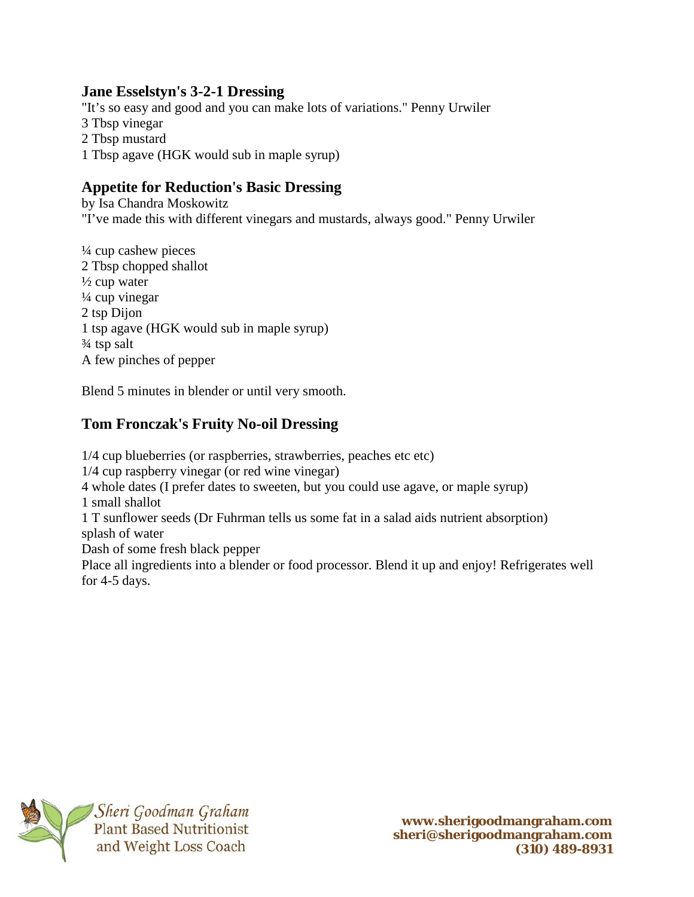## Jane Esselstyn's 3-2-1 Dressing

"It's so easy and good and you can make lots of variations." Penny Urwiler

3 Tbsp vinegar
2 Tbsp mustard
1 Tbsp agave (HGK would sub in maple syrup)

## Appetite for Reduction's Basic Dressing

by Isa Chandra Moskowitz

"I've made this with different vinegars and mustards, always good." Penny Urwiler

¼ cup cashew pieces
2 Tbsp chopped shallot
½ cup water
¼ cup vinegar
2 tsp Dijon
1 tsp agave (HGK would sub in maple syrup)
¾ tsp salt
A few pinches of pepper

Blend 5 minutes in blender or until very smooth.

## Tom Fronczak's Fruity No-oil Dressing

1/4 cup blueberries (or raspberries, strawberries, peaches etc etc)
1/4 cup raspberry vinegar (or red wine vinegar)
4 whole dates (I prefer dates to sweeten, but you could use agave, or maple syrup)
1 small shallot
1 T sunflower seeds (Dr Fuhrman tells us some fat in a salad aids nutrient absorption)
splash of water
Dash of some fresh black pepper

Place all ingredients into a blender or food processor. Blend it up and enjoy! Refrigerates well for 4-5 days.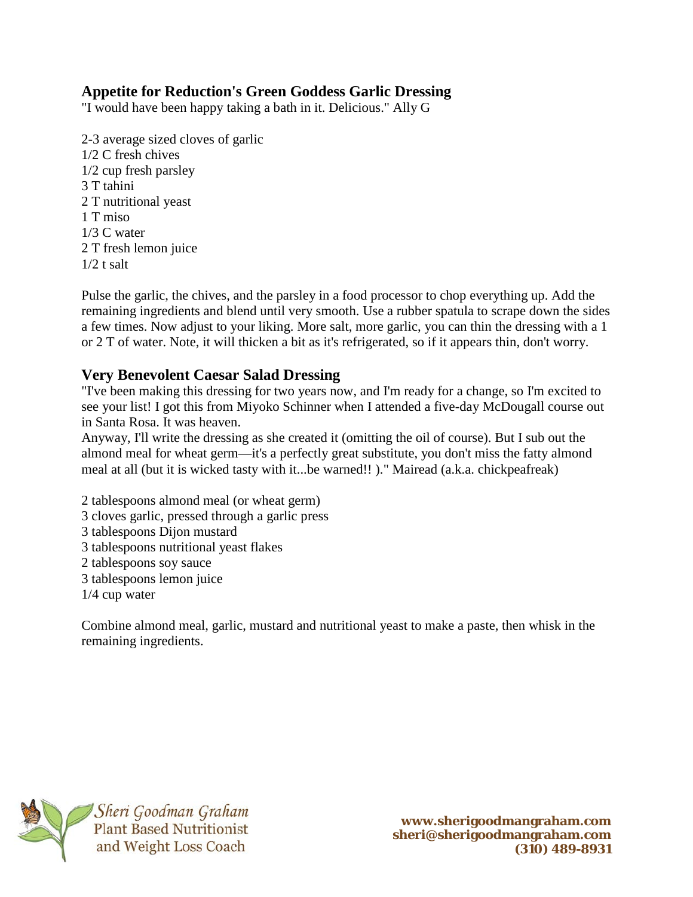## Appetite for Reduction's Green Goddess Garlic Dressing

"I would have been happy taking a bath in it. Delicious." Ally G

2-3 average sized cloves of garlic
1/2 C fresh chives
1/2 cup fresh parsley
3 T tahini
2 T nutritional yeast
1 T miso
1/3 C water
2 T fresh lemon juice
1/2 t salt

Pulse the garlic, the chives, and the parsley in a food processor to chop everything up. Add the remaining ingredients and blend until very smooth. Use a rubber spatula to scrape down the sides a few times. Now adjust to your liking. More salt, more garlic, you can thin the dressing with a 1 or 2 T of water. Note, it will thicken a bit as it's refrigerated, so if it appears thin, don't worry.

## Very Benevolent Caesar Salad Dressing

"I've been making this dressing for two years now, and I'm ready for a change, so I'm excited to see your list! I got this from Miyoko Schinner when I attended a five-day McDougall course out in Santa Rosa. It was heaven.
Anyway, I'll write the dressing as she created it (omitting the oil of course). But I sub out the almond meal for wheat germ—it's a perfectly great substitute, you don't miss the fatty almond meal at all (but it is wicked tasty with it...be warned!! )." Mairead (a.k.a. chickpeafreak)

2 tablespoons almond meal (or wheat germ)
3 cloves garlic, pressed through a garlic press
3 tablespoons Dijon mustard
3 tablespoons nutritional yeast flakes
2 tablespoons soy sauce
3 tablespoons lemon juice
1/4 cup water

Combine almond meal, garlic, mustard and nutritional yeast to make a paste, then whisk in the remaining ingredients.